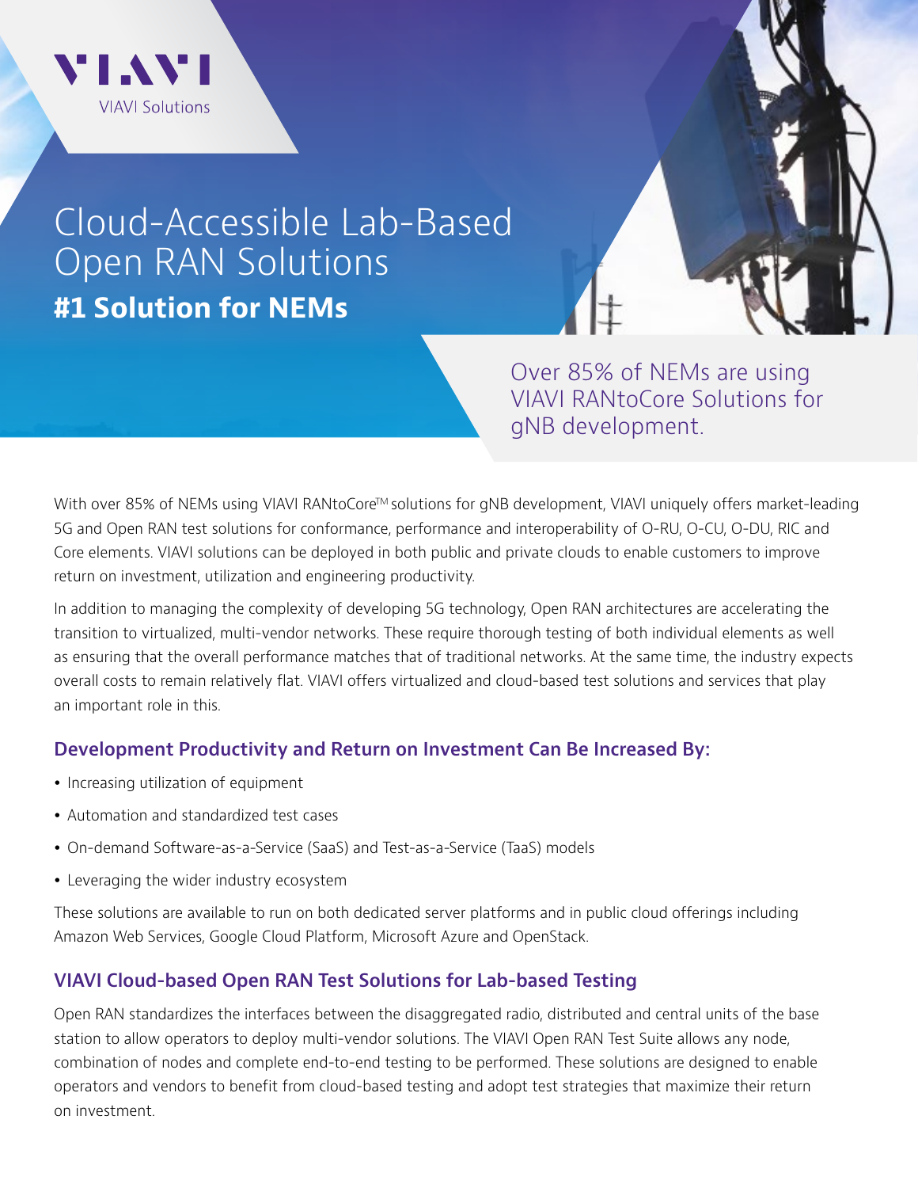VIAVI

VIAVI Solutions

# Cloud-Accessible Lab-Based Open RAN Solutions

## #1 Solution for NEMs

Over 85% of NEMs are using VIAVI RANtoCore Solutions for gNB development.

With over 85% of NEMs using VIAVI RANtoCore™ solutions for gNB development, VIAVI uniquely offers market-leading 5G and Open RAN test solutions for conformance, performance and interoperability of O-RU, O-CU, O-DU, RIC and Core elements. VIAVI solutions can be deployed in both public and private clouds to enable customers to improve return on investment, utilization and engineering productivity.

In addition to managing the complexity of developing 5G technology, Open RAN architectures are accelerating the transition to virtualized, multi-vendor networks. These require thorough testing of both individual elements as well as ensuring that the overall performance matches that of traditional networks. At the same time, the industry expects overall costs to remain relatively flat. VIAVI offers virtualized and cloud-based test solutions and services that play an important role in this.

### Development Productivity and Return on Investment Can Be Increased By:

- Increasing utilization of equipment
- Automation and standardized test cases
- On-demand Software-as-a-Service (SaaS) and Test-as-a-Service (TaaS) models
- Leveraging the wider industry ecosystem

These solutions are available to run on both dedicated server platforms and in public cloud offerings including Amazon Web Services, Google Cloud Platform, Microsoft Azure and OpenStack.

### VIAVI Cloud-based Open RAN Test Solutions for Lab-based Testing

Open RAN standardizes the interfaces between the disaggregated radio, distributed and central units of the base station to allow operators to deploy multi-vendor solutions. The VIAVI Open RAN Test Suite allows any node, combination of nodes and complete end-to-end testing to be performed. These solutions are designed to enable operators and vendors to benefit from cloud-based testing and adopt test strategies that maximize their return on investment.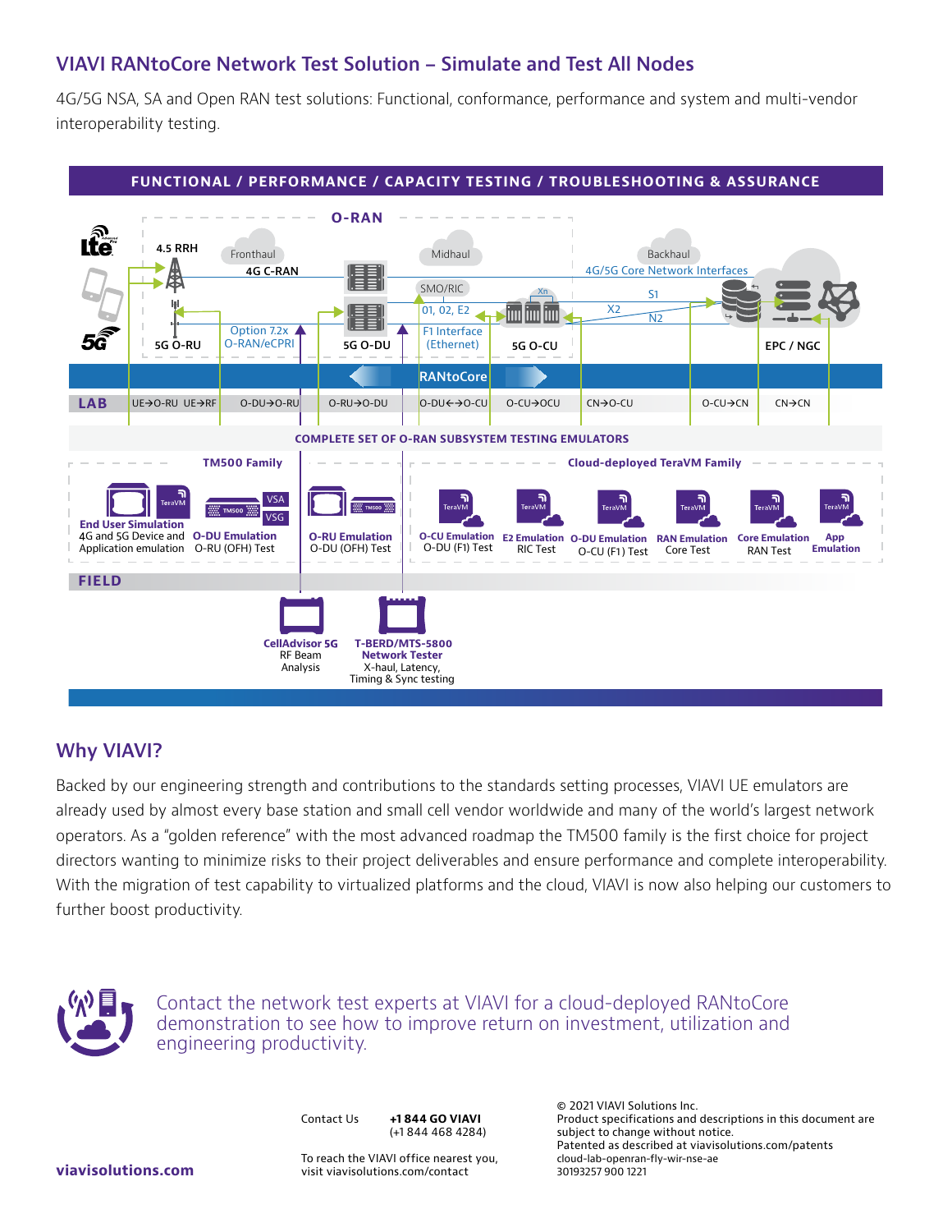## VIAVI RANtoCore Network Test Solution – Simulate and Test All Nodes

4G/5G NSA, SA and Open RAN test solutions: Functional, conformance, performance and system and multi-vendor interoperability testing.

FUNCTIONAL / PERFORMANCE / CAPACITY TESTING / TROUBLESHOOTING & ASSURANCE

O-RAN

4.5 RRH
Fronthaul
4G C-RAN
Midhaul
Backhaul
4G/5G Core Network Interfaces
SMO/RIC
Xn
S1
X2
N2
01, 02, E2
Option 7.2x
O-RAN/eCPRI
F1 Interface
(Ethernet)
5G O-RU
5G O-DU
5G O-CU
EPC / NGC

RANtoCore

LAB
UE→O-RU UE→RF
O-DU→O-RU
O-RU→O-DU
O-DU↔O-CU
O-CU→OCU
CN→O-CU
O-CU→CN
CN→CN

COMPLETE SET OF O-RAN SUBSYSTEM TESTING EMULATORS

TM500 Family
Cloud-deployed TeraVM Family

VSA
VSG

**End User Simulation**
4G and 5G Device and Application emulation

**O-DU Emulation**
O-RU (OFH) Test

**O-RU Emulation**
O-DU (OFH) Test

**O-CU Emulation**
O-DU (F1) Test

**E2 Emulation**
RIC Test

**O-DU Emulation**
O-CU (F1) Test

**RAN Emulation**
Core Test

**Core Emulation**
RAN Test

**App Emulation**

FIELD

**CellAdvisor 5G**
RF Beam Analysis

**T-BERD/MTS-5800 Network Tester**
X-haul, Latency, Timing & Sync testing

## Why VIAVI?

Backed by our engineering strength and contributions to the standards setting processes, VIAVI UE emulators are already used by almost every base station and small cell vendor worldwide and many of the world's largest network operators. As a "golden reference" with the most advanced roadmap the TM500 family is the first choice for project directors wanting to minimize risks to their project deliverables and ensure performance and complete interoperability. With the migration of test capability to virtualized platforms and the cloud, VIAVI is now also helping our customers to further boost productivity.

Contact the network test experts at VIAVI for a cloud-deployed RANtoCore demonstration to see how to improve return on investment, utilization and engineering productivity.

**viavisolutions.com**

Contact Us **+1 844 GO VIAVI**
(+1 844 468 4284)

To reach the VIAVI office nearest you, visit viavisolutions.com/contact

© 2021 VIAVI Solutions Inc.
Product specifications and descriptions in this document are subject to change without notice.
Patented as described at viavisolutions.com/patents
cloud-lab-openran-fly-wir-nse-ae
30193257 900 1221